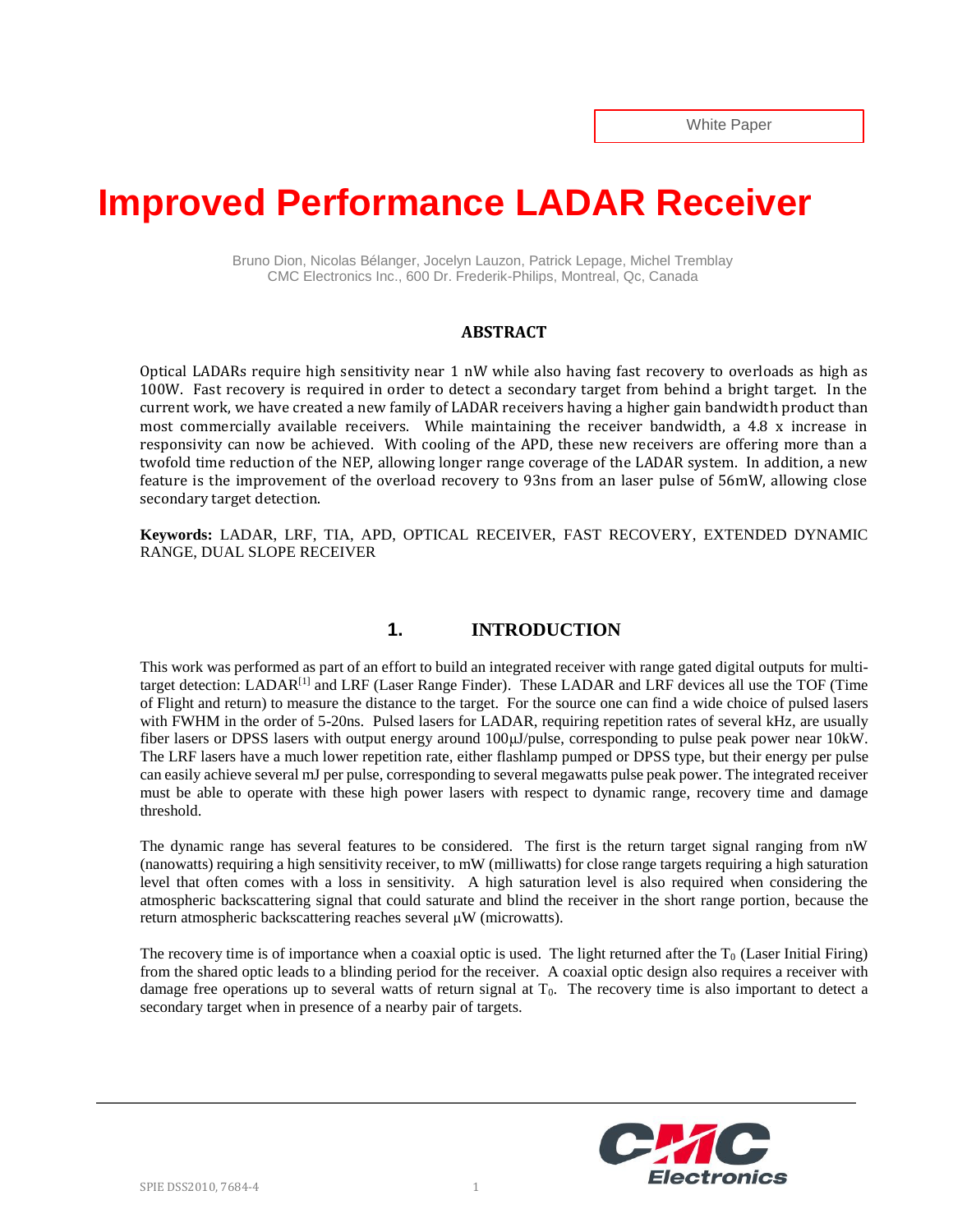White Paper

# Improved Performance LADAR Receiver

Bruno Dion, Nicolas Bélanger, Jocelyn Lauzon, Patrick Lepage, Michel Tremblay
CMC Electronics Inc., 600 Dr. Frederik-Philips, Montreal, Qc, Canada

### ABSTRACT

Optical LADARs require high sensitivity near 1 nW while also having fast recovery to overloads as high as 100W. Fast recovery is required in order to detect a secondary target from behind a bright target. In the current work, we have created a new family of LADAR receivers having a higher gain bandwidth product than most commercially available receivers. While maintaining the receiver bandwidth, a 4.8 x increase in responsivity can now be achieved. With cooling of the APD, these new receivers are offering more than a twofold time reduction of the NEP, allowing longer range coverage of the LADAR system. In addition, a new feature is the improvement of the overload recovery to 93ns from an laser pulse of 56mW, allowing close secondary target detection.

**Keywords:** LADAR, LRF, TIA, APD, OPTICAL RECEIVER, FAST RECOVERY, EXTENDED DYNAMIC RANGE, DUAL SLOPE RECEIVER

## 1. INTRODUCTION

This work was performed as part of an effort to build an integrated receiver with range gated digital outputs for multi-target detection: LADAR[1] and LRF (Laser Range Finder). These LADAR and LRF devices all use the TOF (Time of Flight and return) to measure the distance to the target. For the source one can find a wide choice of pulsed lasers with FWHM in the order of 5-20ns. Pulsed lasers for LADAR, requiring repetition rates of several kHz, are usually fiber lasers or DPSS lasers with output energy around 100μJ/pulse, corresponding to pulse peak power near 10kW. The LRF lasers have a much lower repetition rate, either flashlamp pumped or DPSS type, but their energy per pulse can easily achieve several mJ per pulse, corresponding to several megawatts pulse peak power. The integrated receiver must be able to operate with these high power lasers with respect to dynamic range, recovery time and damage threshold.

The dynamic range has several features to be considered. The first is the return target signal ranging from nW (nanowatts) requiring a high sensitivity receiver, to mW (milliwatts) for close range targets requiring a high saturation level that often comes with a loss in sensitivity. A high saturation level is also required when considering the atmospheric backscattering signal that could saturate and blind the receiver in the short range portion, because the return atmospheric backscattering reaches several μW (microwatts).

The recovery time is of importance when a coaxial optic is used. The light returned after the $T_0$ (Laser Initial Firing) from the shared optic leads to a blinding period for the receiver. A coaxial optic design also requires a receiver with damage free operations up to several watts of return signal at $T_0$. The recovery time is also important to detect a secondary target when in presence of a nearby pair of targets.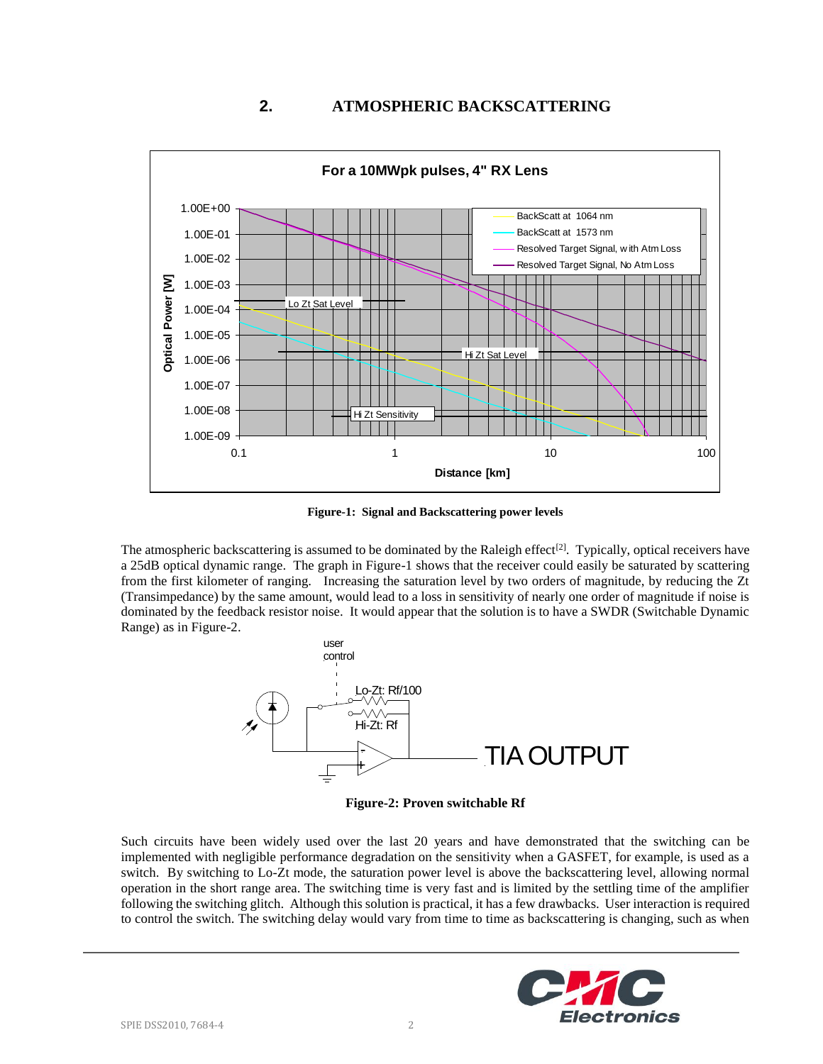## 2. ATMOSPHERIC BACKSCATTERING

**Figure-1: Signal and Backscattering power levels**

The atmospheric backscattering is assumed to be dominated by the Raleigh effect[2]. Typically, optical receivers have a 25dB optical dynamic range. The graph in Figure-1 shows that the receiver could easily be saturated by scattering from the first kilometer of ranging. Increasing the saturation level by two orders of magnitude, by reducing the Zt (Transimpedance) by the same amount, would lead to a loss in sensitivity of nearly one order of magnitude if noise is dominated by the feedback resistor noise. It would appear that the solution is to have a SWDR (Switchable Dynamic Range) as in Figure-2.

**Figure-2: Proven switchable Rf**

Such circuits have been widely used over the last 20 years and have demonstrated that the switching can be implemented with negligible performance degradation on the sensitivity when a GASFET, for example, is used as a switch. By switching to Lo-Zt mode, the saturation power level is above the backscattering level, allowing normal operation in the short range area. The switching time is very fast and is limited by the settling time of the amplifier following the switching glitch. Although this solution is practical, it has a few drawbacks. User interaction is required to control the switch. The switching delay would vary from time to time as backscattering is changing, such as when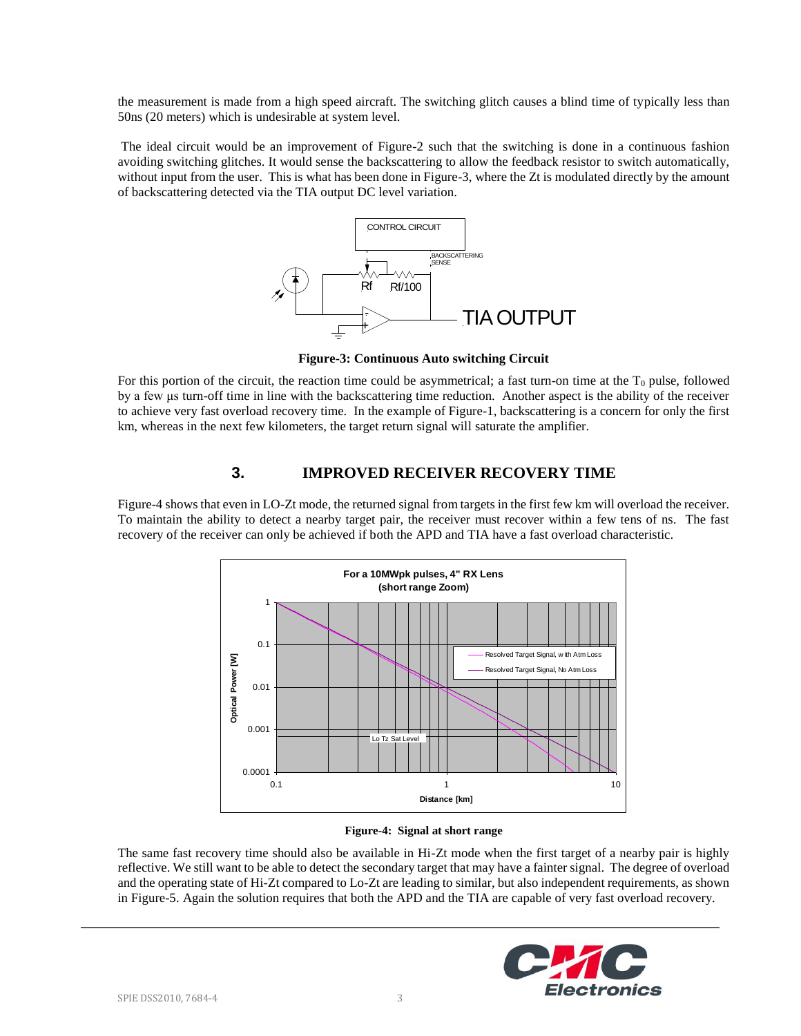the measurement is made from a high speed aircraft. The switching glitch causes a blind time of typically less than 50ns (20 meters) which is undesirable at system level.

The ideal circuit would be an improvement of Figure-2 such that the switching is done in a continuous fashion avoiding switching glitches. It would sense the backscattering to allow the feedback resistor to switch automatically, without input from the user. This is what has been done in Figure-3, where the Zt is modulated directly by the amount of backscattering detected via the TIA output DC level variation.

**Figure-3: Continuous Auto switching Circuit**

For this portion of the circuit, the reaction time could be asymmetrical; a fast turn-on time at the $T_0$ pulse, followed by a few μs turn-off time in line with the backscattering time reduction. Another aspect is the ability of the receiver to achieve very fast overload recovery time. In the example of Figure-1, backscattering is a concern for only the first km, whereas in the next few kilometers, the target return signal will saturate the amplifier.

## 3. IMPROVED RECEIVER RECOVERY TIME

Figure-4 shows that even in LO-Zt mode, the returned signal from targets in the first few km will overload the receiver. To maintain the ability to detect a nearby target pair, the receiver must recover within a few tens of ns. The fast recovery of the receiver can only be achieved if both the APD and TIA have a fast overload characteristic.

**Figure-4: Signal at short range**

The same fast recovery time should also be available in Hi-Zt mode when the first target of a nearby pair is highly reflective. We still want to be able to detect the secondary target that may have a fainter signal. The degree of overload and the operating state of Hi-Zt compared to Lo-Zt are leading to similar, but also independent requirements, as shown in Figure-5. Again the solution requires that both the APD and the TIA are capable of very fast overload recovery.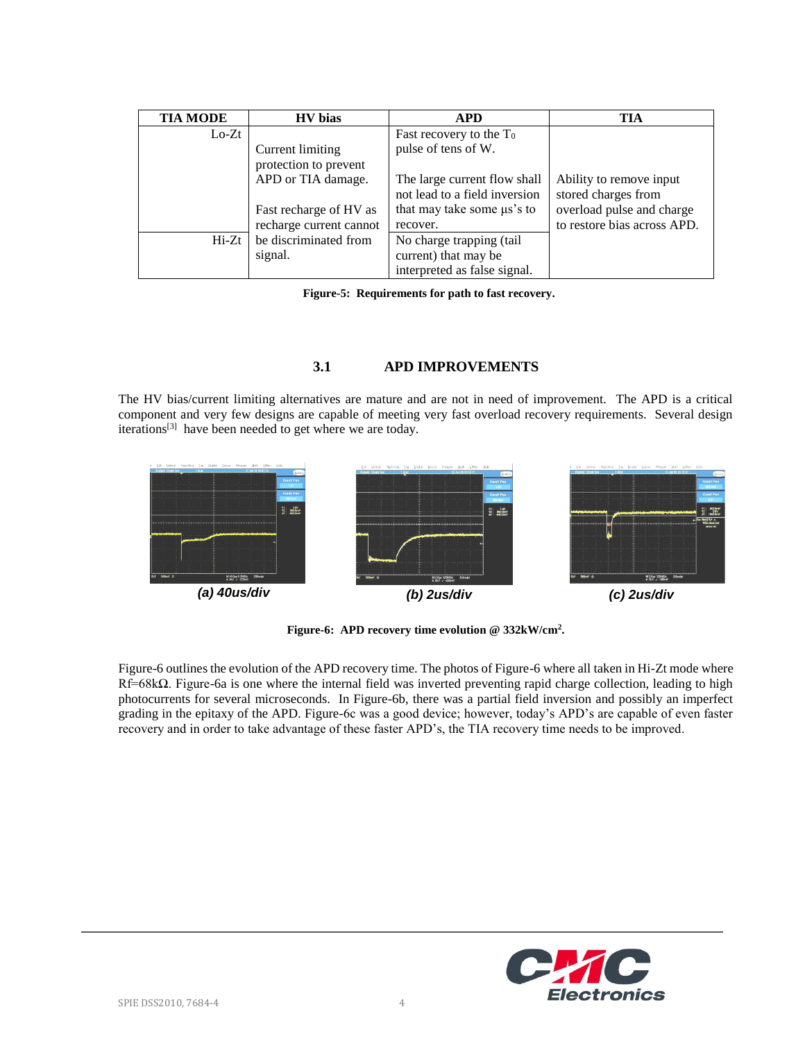| TIA MODE | HV bias | APD | TIA |
|---|---|---|---|
| Lo-Zt | Current limiting protection to prevent APD or TIA damage. Fast recharge of HV as recharge current cannot be discriminated from signal. | Fast recovery to the $T_0$ pulse of tens of W. The large current flow shall not lead to a field inversion that may take some µs's to recover. | Ability to remove input stored charges from overload pulse and charge to restore bias across APD. |
| Hi-Zt | | No charge trapping (tail current) that may be interpreted as false signal. | |

**Figure-5: Requirements for path to fast recovery.**

### 3.1 APD IMPROVEMENTS

The HV bias/current limiting alternatives are mature and are not in need of improvement. The APD is a critical component and very few designs are capable of meeting very fast overload recovery requirements. Several design iterations[3] have been needed to get where we are today.

*(a) 40us/div* *(b) 2us/div* *(c) 2us/div*

**Figure-6: APD recovery time evolution @ 332kW/cm$^2$.**

Figure-6 outlines the evolution of the APD recovery time. The photos of Figure-6 where all taken in Hi-Zt mode where Rf=68kΩ. Figure-6a is one where the internal field was inverted preventing rapid charge collection, leading to high photocurrents for several microseconds. In Figure-6b, there was a partial field inversion and possibly an imperfect grading in the epitaxy of the APD. Figure-6c was a good device; however, today's APD's are capable of even faster recovery and in order to take advantage of these faster APD's, the TIA recovery time needs to be improved.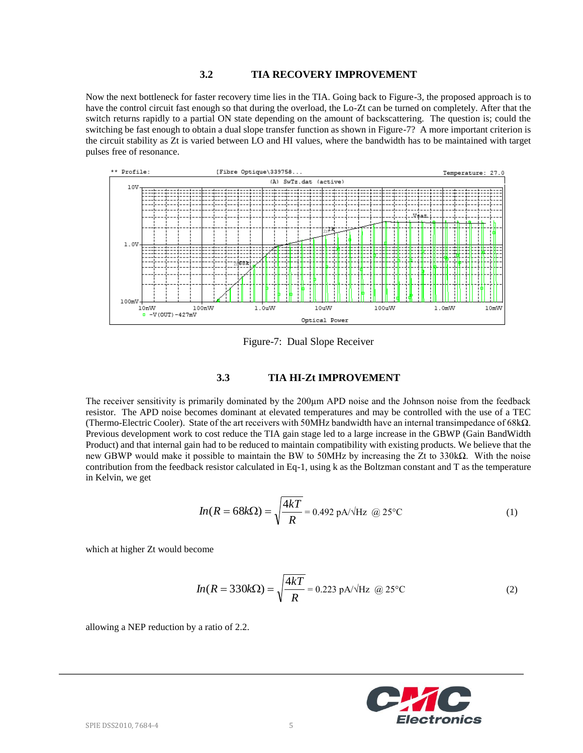### 3.2 TIA RECOVERY IMPROVEMENT

Now the next bottleneck for faster recovery time lies in the TIA. Going back to Figure-3, the proposed approach is to have the control circuit fast enough so that during the overload, the Lo-Zt can be turned on completely. After that the switch returns rapidly to a partial ON state depending on the amount of backscattering. The question is; could the switching be fast enough to obtain a dual slope transfer function as shown in Figure-7? A more important criterion is the circuit stability as Zt is varied between LO and HI values, where the bandwidth has to be maintained with target pulses free of resonance.

Figure-7: Dual Slope Receiver

### 3.3 TIA HI-Zt IMPROVEMENT

The receiver sensitivity is primarily dominated by the 200µm APD noise and the Johnson noise from the feedback resistor. The APD noise becomes dominant at elevated temperatures and may be controlled with the use of a TEC (Thermo-Electric Cooler). State of the art receivers with 50MHz bandwidth have an internal transimpedance of 68kΩ. Previous development work to cost reduce the TIA gain stage led to a large increase in the GBWP (Gain BandWidth Product) and that internal gain had to be reduced to maintain compatibility with existing products. We believe that the new GBWP would make it possible to maintain the BW to 50MHz by increasing the Zt to 330kΩ. With the noise contribution from the feedback resistor calculated in Eq-1, using k as the Boltzman constant and T as the temperature in Kelvin, we get

$$In(R = 68k\Omega) = \sqrt{\frac{4kT}{R}} = 0.492 \text{ pA}/\sqrt{\text{Hz}} \ @ \ 25°\text{C} \tag{1}$$

which at higher Zt would become

$$In(R = 330k\Omega) = \sqrt{\frac{4kT}{R}} = 0.223 \text{ pA}/\sqrt{\text{Hz}} \ @ \ 25°\text{C} \tag{2}$$

allowing a NEP reduction by a ratio of 2.2.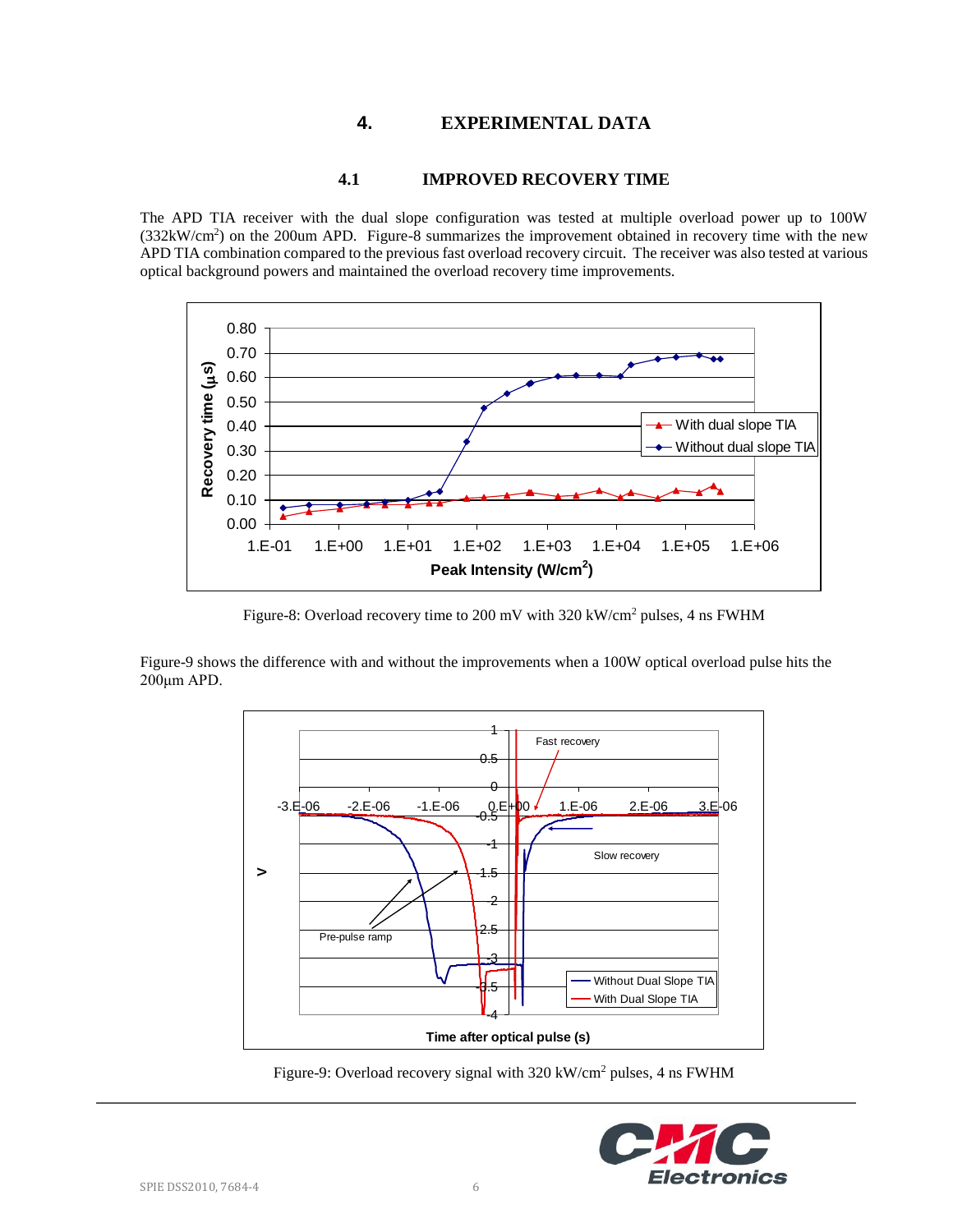# 4. EXPERIMENTAL DATA

## 4.1 IMPROVED RECOVERY TIME

The APD TIA receiver with the dual slope configuration was tested at multiple overload power up to 100W ($332 kW/cm^2$) on the 200um APD. Figure-8 summarizes the improvement obtained in recovery time with the new APD TIA combination compared to the previous fast overload recovery circuit. The receiver was also tested at various optical background powers and maintained the overload recovery time improvements.

Figure-8: Overload recovery time to 200 mV with 320 $kW/cm^2$ pulses, 4 ns FWHM

Figure-9 shows the difference with and without the improvements when a 100W optical overload pulse hits the 200µm APD.

Figure-9: Overload recovery signal with 320 $kW/cm^2$ pulses, 4 ns FWHM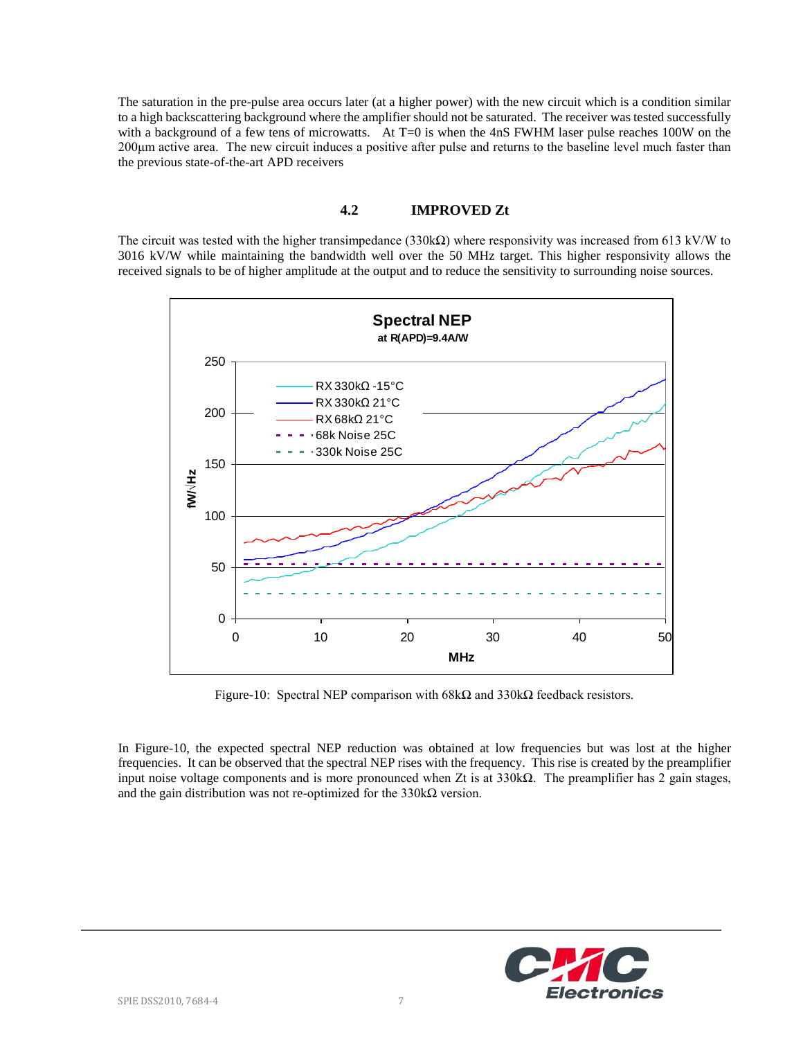The saturation in the pre-pulse area occurs later (at a higher power) with the new circuit which is a condition similar to a high backscattering background where the amplifier should not be saturated. The receiver was tested successfully with a background of a few tens of microwatts. At T=0 is when the 4nS FWHM laser pulse reaches 100W on the 200µm active area. The new circuit induces a positive after pulse and returns to the baseline level much faster than the previous state-of-the-art APD receivers

## 4.2 IMPROVED Zt

The circuit was tested with the higher transimpedance (330kΩ) where responsivity was increased from 613 kV/W to 3016 kV/W while maintaining the bandwidth well over the 50 MHz target. This higher responsivity allows the received signals to be of higher amplitude at the output and to reduce the sensitivity to surrounding noise sources.

Figure-10: Spectral NEP comparison with 68kΩ and 330kΩ feedback resistors.

In Figure-10, the expected spectral NEP reduction was obtained at low frequencies but was lost at the higher frequencies. It can be observed that the spectral NEP rises with the frequency. This rise is created by the preamplifier input noise voltage components and is more pronounced when Zt is at 330kΩ. The preamplifier has 2 gain stages, and the gain distribution was not re-optimized for the 330kΩ version.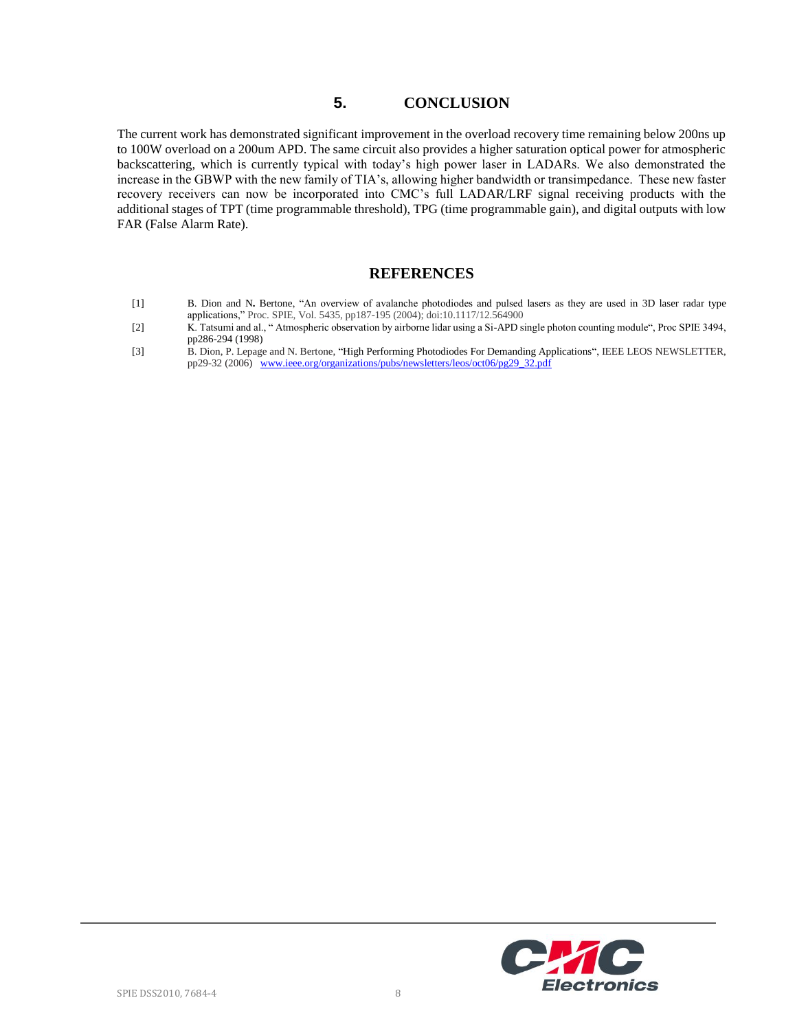## 5. CONCLUSION

The current work has demonstrated significant improvement in the overload recovery time remaining below 200ns up to 100W overload on a 200um APD. The same circuit also provides a higher saturation optical power for atmospheric backscattering, which is currently typical with today's high power laser in LADARs. We also demonstrated the increase in the GBWP with the new family of TIA's, allowing higher bandwidth or transimpedance. These new faster recovery receivers can now be incorporated into CMC's full LADAR/LRF signal receiving products with the additional stages of TPT (time programmable threshold), TPG (time programmable gain), and digital outputs with low FAR (False Alarm Rate).

## REFERENCES

[1] B. Dion and N. Bertone, "An overview of avalanche photodiodes and pulsed lasers as they are used in 3D laser radar type applications," Proc. SPIE, Vol. 5435, pp187-195 (2004); doi:10.1117/12.564900

[2] K. Tatsumi and al., " Atmospheric observation by airborne lidar using a Si-APD single photon counting module", Proc SPIE 3494, pp286-294 (1998)

[3] B. Dion, P. Lepage and N. Bertone, "High Performing Photodiodes For Demanding Applications", IEEE LEOS NEWSLETTER, pp29-32 (2006) www.ieee.org/organizations/pubs/newsletters/leos/oct06/pg29_32.pdf